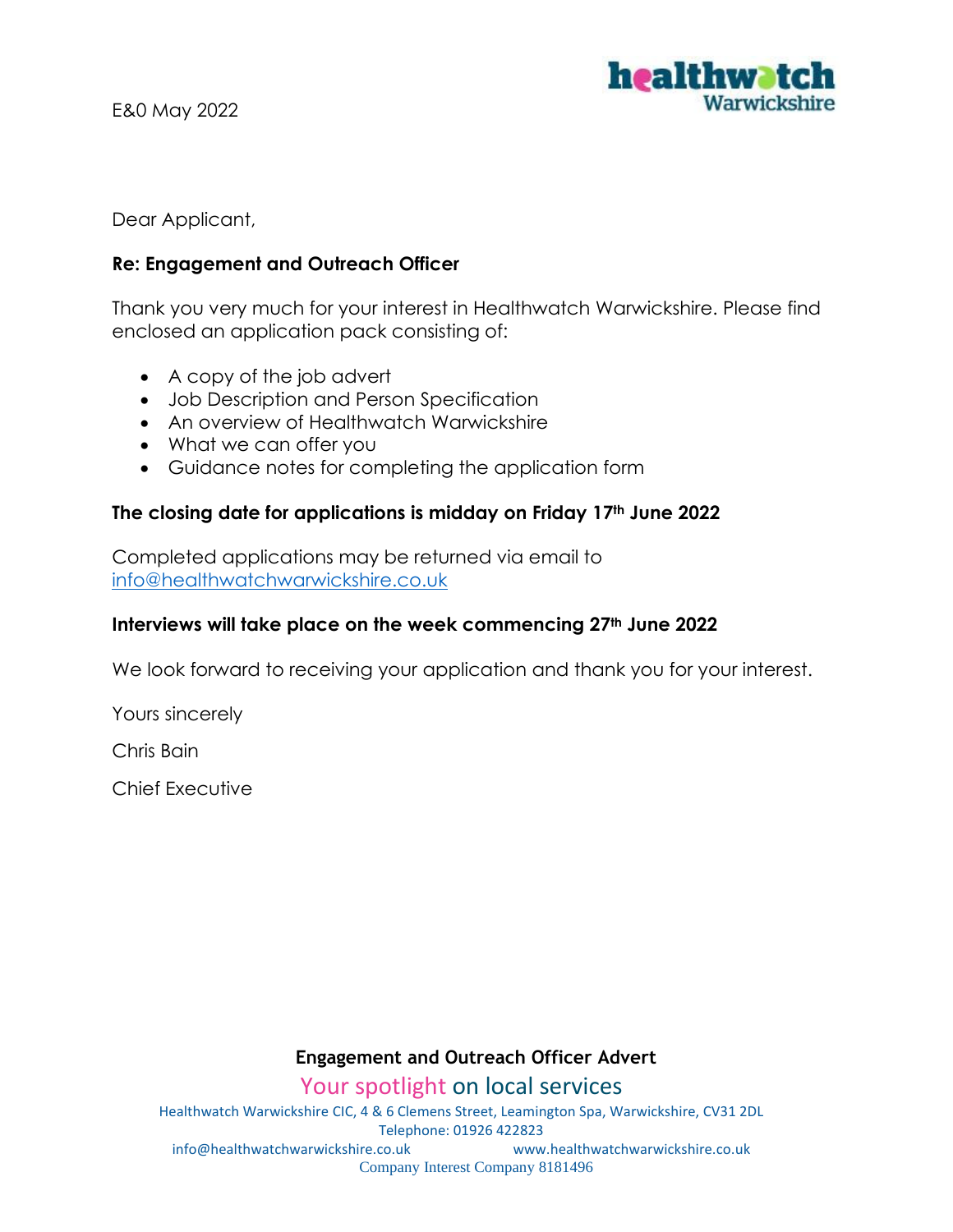E&0 May 2022

Dear Applicant,

**Re: Engagement and Outreach Officer**

Thank you very much for your interest in Healthwatch Warwickshire. Please find enclosed an application pack consisting of:

- A copy of the job advert
- Job Description and Person Specification
- An overview of Healthwatch Warwickshire
- What we can offer you
- Guidance notes for completing the application form

**The closing date for applications is midday on Friday 17th June 2022**

Completed applications may be returned via email to info@healthwatchwarwickshire.co.uk

**Interviews will take place on the week commencing 27th June 2022**

We look forward to receiving your application and thank you for your interest.

Yours sincerely

Chris Bain

Chief Executive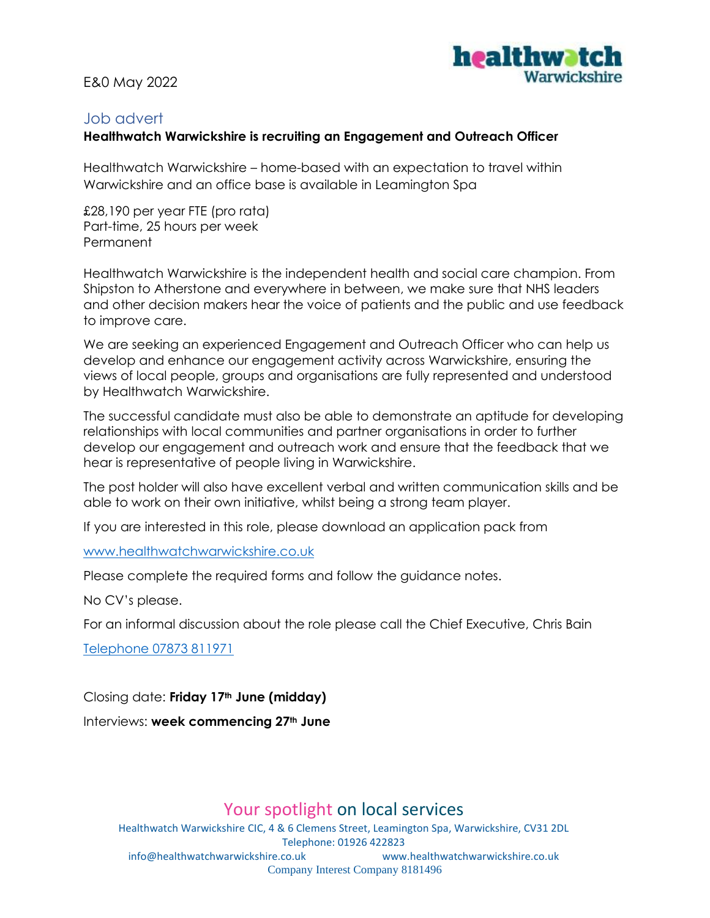E&0 May 2022

## Job advert

**Healthwatch Warwickshire is recruiting an Engagement and Outreach Officer**

Healthwatch Warwickshire – home-based with an expectation to travel within Warwickshire and an office base is available in Leamington Spa

£28,190 per year FTE (pro rata)
Part-time, 25 hours per week
Permanent

Healthwatch Warwickshire is the independent health and social care champion. From Shipston to Atherstone and everywhere in between, we make sure that NHS leaders and other decision makers hear the voice of patients and the public and use feedback to improve care.

We are seeking an experienced Engagement and Outreach Officer who can help us develop and enhance our engagement activity across Warwickshire, ensuring the views of local people, groups and organisations are fully represented and understood by Healthwatch Warwickshire.

The successful candidate must also be able to demonstrate an aptitude for developing relationships with local communities and partner organisations in order to further develop our engagement and outreach work and ensure that the feedback that we hear is representative of people living in Warwickshire.

The post holder will also have excellent verbal and written communication skills and be able to work on their own initiative, whilst being a strong team player.

If you are interested in this role, please download an application pack from

www.healthwatchwarwickshire.co.uk

Please complete the required forms and follow the guidance notes.

No CV's please.

For an informal discussion about the role please call the Chief Executive, Chris Bain

Telephone 07873 811971

Closing date: **Friday 17th June (midday)**

Interviews: **week commencing 27th June**

Your spotlight on local services

Healthwatch Warwickshire CIC, 4 & 6 Clemens Street, Leamington Spa, Warwickshire, CV31 2DL
Telephone: 01926 422823
info@healthwatchwarwickshire.co.uk www.healthwatchwarwickshire.co.uk
Company Interest Company 8181496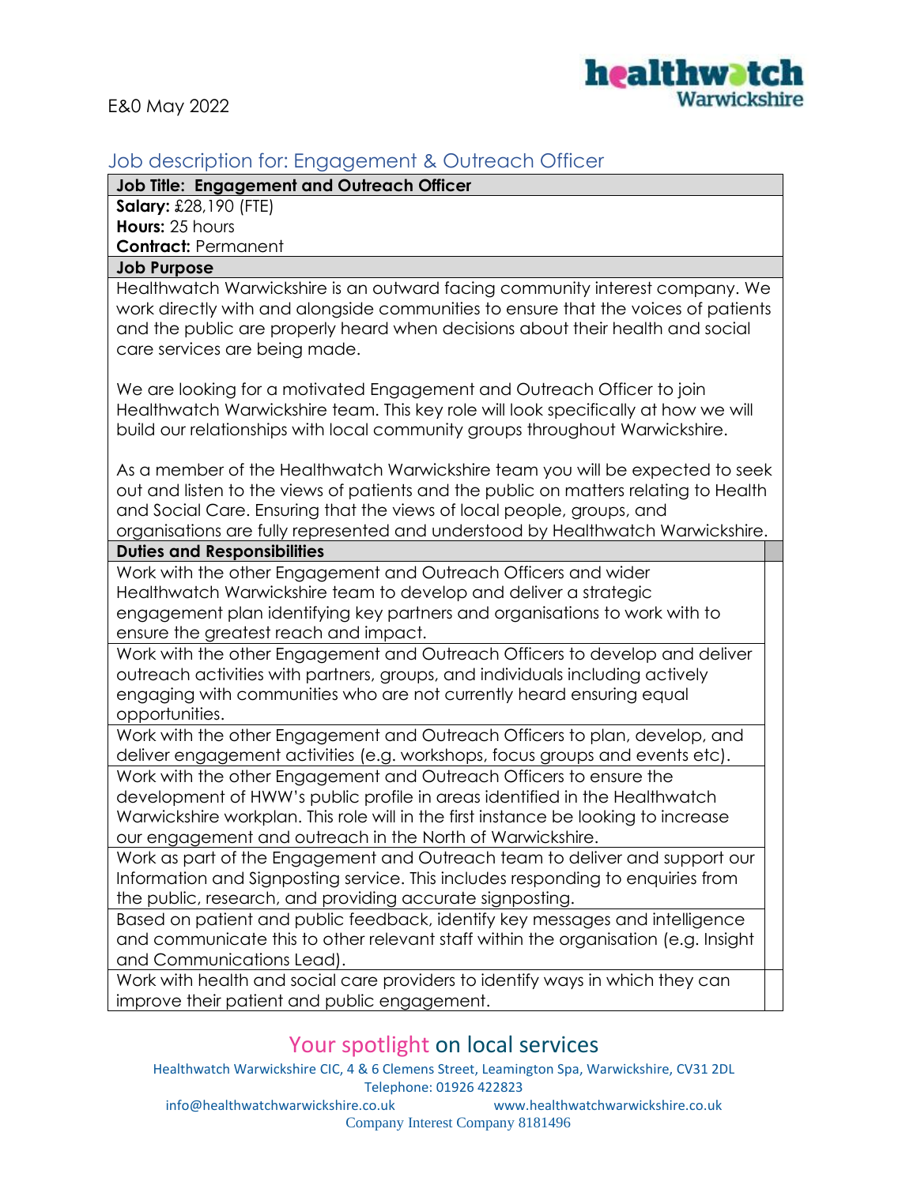E&0 May 2022

## Job description for: Engagement & Outreach Officer

| **Job Title: Engagement and Outreach Officer** |
|---|
| **Salary:** £28,190 (FTE)<br>**Hours:** 25 hours<br>**Contract:** Permanent |
| **Job Purpose** |
| Healthwatch Warwickshire is an outward facing community interest company. We work directly with and alongside communities to ensure that the voices of patients and the public are properly heard when decisions about their health and social care services are being made.<br><br>We are looking for a motivated Engagement and Outreach Officer to join Healthwatch Warwickshire team. This key role will look specifically at how we will build our relationships with local community groups throughout Warwickshire.<br><br>As a member of the Healthwatch Warwickshire team you will be expected to seek out and listen to the views of patients and the public on matters relating to Health and Social Care. Ensuring that the views of local people, groups, and organisations are fully represented and understood by Healthwatch Warwickshire. |
| **Duties and Responsibilities** |
| Work with the other Engagement and Outreach Officers and wider Healthwatch Warwickshire team to develop and deliver a strategic engagement plan identifying key partners and organisations to work with to ensure the greatest reach and impact. |
| Work with the other Engagement and Outreach Officers to develop and deliver outreach activities with partners, groups, and individuals including actively engaging with communities who are not currently heard ensuring equal opportunities. |
| Work with the other Engagement and Outreach Officers to plan, develop, and deliver engagement activities (e.g. workshops, focus groups and events etc). |
| Work with the other Engagement and Outreach Officers to ensure the development of HWW's public profile in areas identified in the Healthwatch Warwickshire workplan. This role will in the first instance be looking to increase our engagement and outreach in the North of Warwickshire. |
| Work as part of the Engagement and Outreach team to deliver and support our Information and Signposting service. This includes responding to enquiries from the public, research, and providing accurate signposting. |
| Based on patient and public feedback, identify key messages and intelligence and communicate this to other relevant staff within the organisation (e.g. Insight and Communications Lead). |
| Work with health and social care providers to identify ways in which they can improve their patient and public engagement. |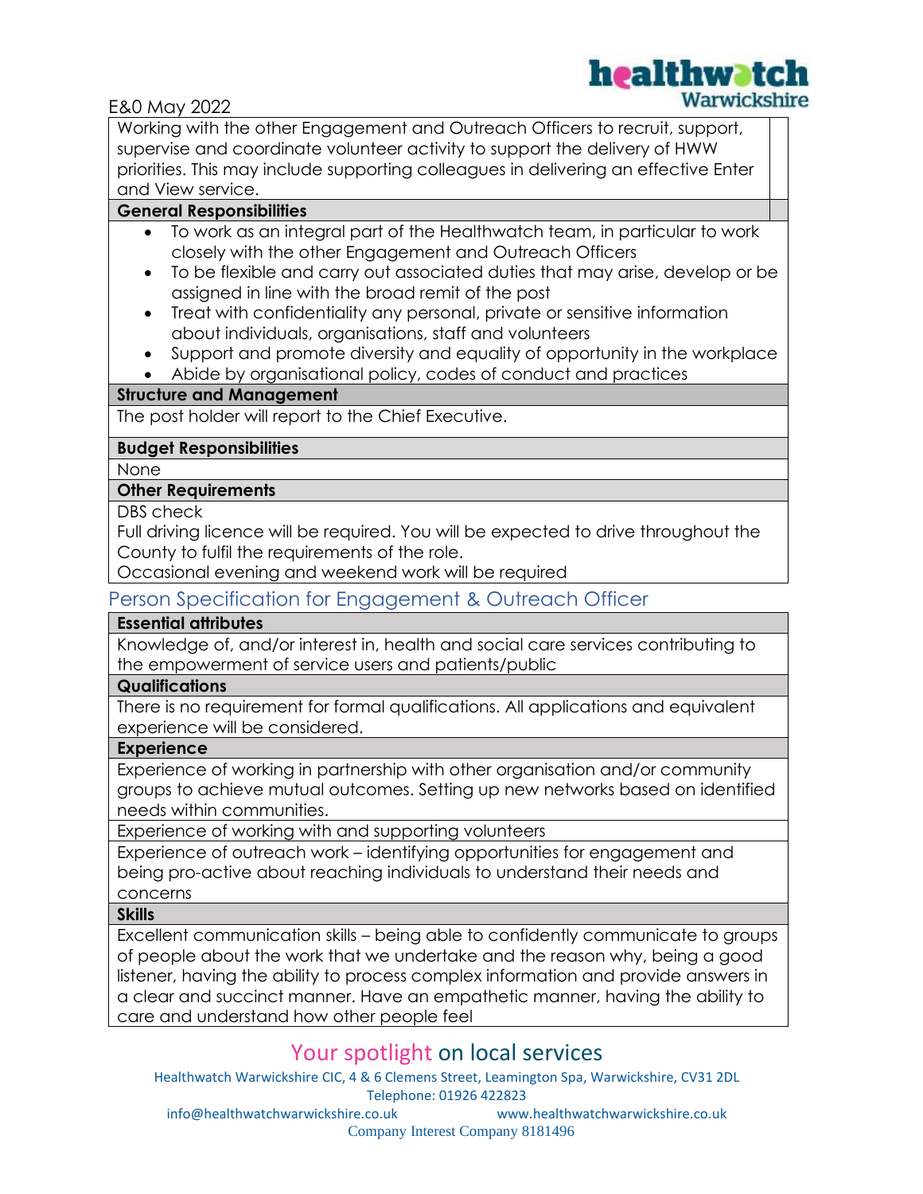Working with the other Engagement and Outreach Officers to recruit, support, supervise and coordinate volunteer activity to support the delivery of HWW priorities. This may include supporting colleagues in delivering an effective Enter and View service.

**General Responsibilities**

- To work as an integral part of the Healthwatch team, in particular to work closely with the other Engagement and Outreach Officers
- To be flexible and carry out associated duties that may arise, develop or be assigned in line with the broad remit of the post
- Treat with confidentiality any personal, private or sensitive information about individuals, organisations, staff and volunteers
- Support and promote diversity and equality of opportunity in the workplace
- Abide by organisational policy, codes of conduct and practices

**Structure and Management**

The post holder will report to the Chief Executive.

**Budget Responsibilities**

None

**Other Requirements**

DBS check

Full driving licence will be required. You will be expected to drive throughout the County to fulfil the requirements of the role.

Occasional evening and weekend work will be required

## Person Specification for Engagement & Outreach Officer

**Essential attributes**

Knowledge of, and/or interest in, health and social care services contributing to the empowerment of service users and patients/public

**Qualifications**

There is no requirement for formal qualifications. All applications and equivalent experience will be considered.

**Experience**

Experience of working in partnership with other organisation and/or community groups to achieve mutual outcomes. Setting up new networks based on identified needs within communities.

Experience of working with and supporting volunteers

Experience of outreach work – identifying opportunities for engagement and being pro-active about reaching individuals to understand their needs and concerns

**Skills**

Excellent communication skills – being able to confidently communicate to groups of people about the work that we undertake and the reason why, being a good listener, having the ability to process complex information and provide answers in a clear and succinct manner. Have an empathetic manner, having the ability to care and understand how other people feel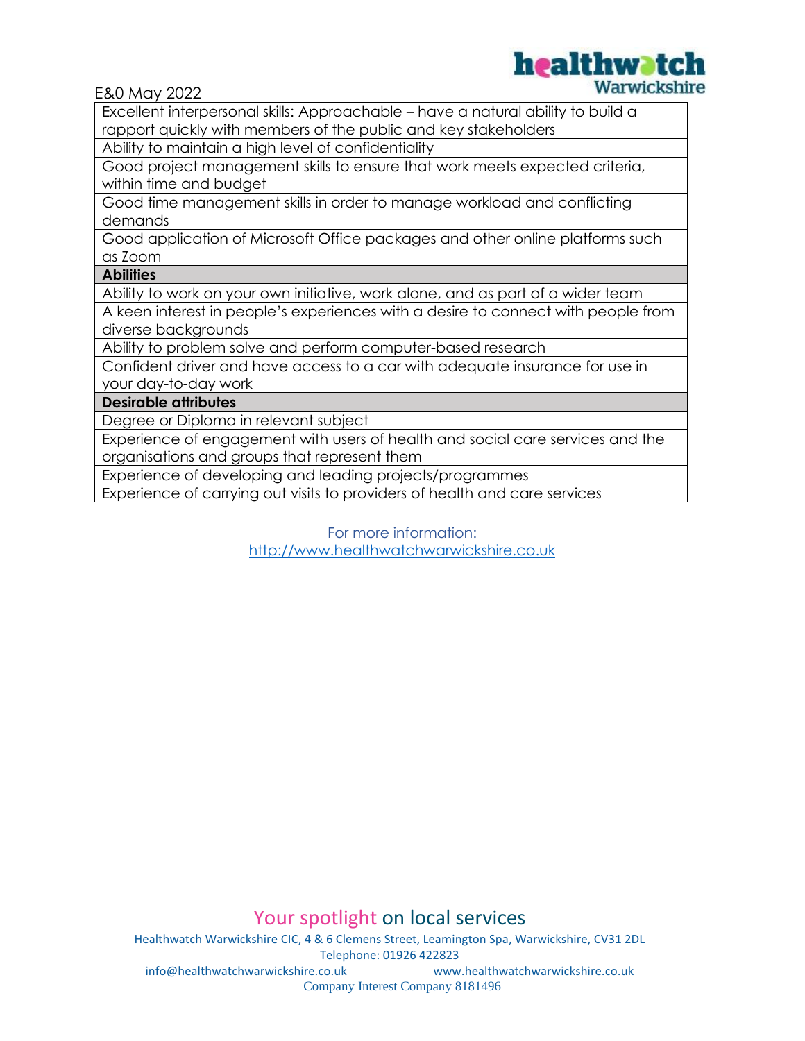E&0 May 2022

| Excellent interpersonal skills: Approachable – have a natural ability to build a rapport quickly with members of the public and key stakeholders |
|---|
| Ability to maintain a high level of confidentiality |
| Good project management skills to ensure that work meets expected criteria, within time and budget |
| Good time management skills in order to manage workload and conflicting demands |
| Good application of Microsoft Office packages and other online platforms such as Zoom |
| **Abilities** |
| Ability to work on your own initiative, work alone, and as part of a wider team |
| A keen interest in people's experiences with a desire to connect with people from diverse backgrounds |
| Ability to problem solve and perform computer-based research |
| Confident driver and have access to a car with adequate insurance for use in your day-to-day work |
| **Desirable attributes** |
| Degree or Diploma in relevant subject |
| Experience of engagement with users of health and social care services and the organisations and groups that represent them |
| Experience of developing and leading projects/programmes |
| Experience of carrying out visits to providers of health and care services |

For more information:
http://www.healthwatchwarwickshire.co.uk

Your spotlight on local services

Healthwatch Warwickshire CIC, 4 & 6 Clemens Street, Leamington Spa, Warwickshire, CV31 2DL
Telephone: 01926 422823
info@healthwatchwarwickshire.co.uk www.healthwatchwarwickshire.co.uk
Company Interest Company 8181496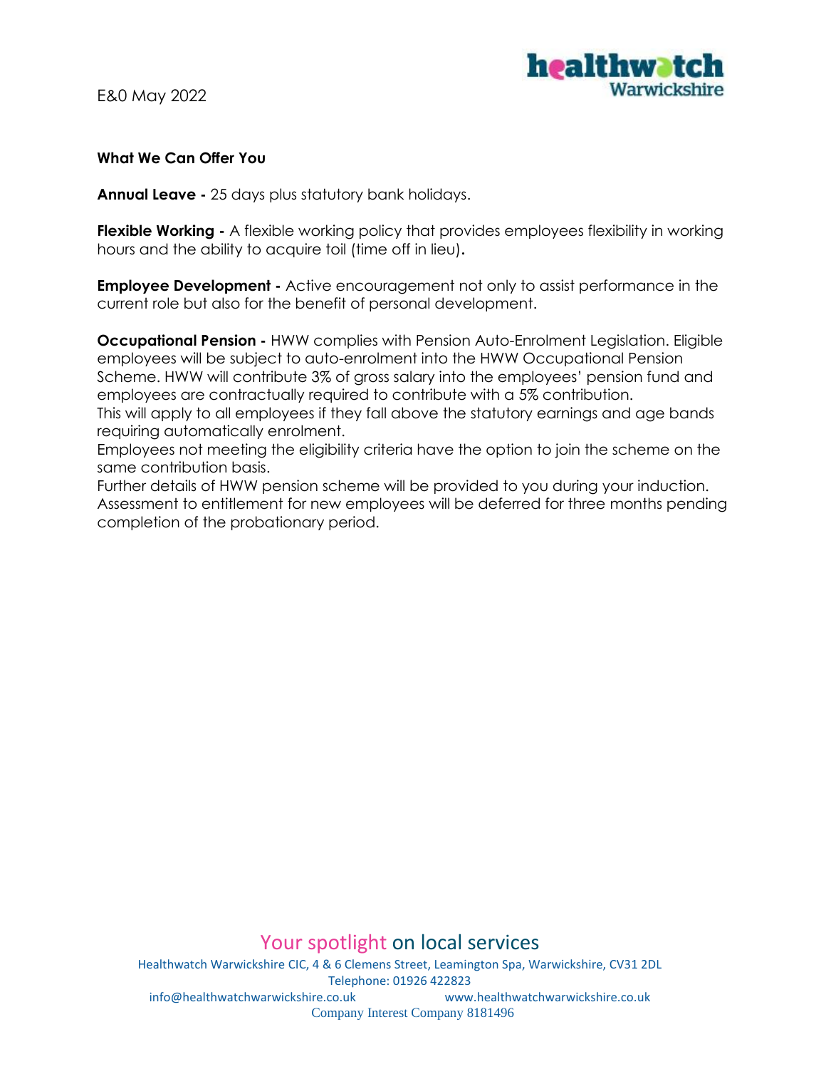**What We Can Offer You**

**Annual Leave -** 25 days plus statutory bank holidays.

**Flexible Working -** A flexible working policy that provides employees flexibility in working hours and the ability to acquire toil (time off in lieu).

**Employee Development -** Active encouragement not only to assist performance in the current role but also for the benefit of personal development.

**Occupational Pension -** HWW complies with Pension Auto-Enrolment Legislation. Eligible employees will be subject to auto-enrolment into the HWW Occupational Pension Scheme. HWW will contribute 3% of gross salary into the employees' pension fund and employees are contractually required to contribute with a 5% contribution.
This will apply to all employees if they fall above the statutory earnings and age bands requiring automatically enrolment.
Employees not meeting the eligibility criteria have the option to join the scheme on the same contribution basis.
Further details of HWW pension scheme will be provided to you during your induction. Assessment to entitlement for new employees will be deferred for three months pending completion of the probationary period.